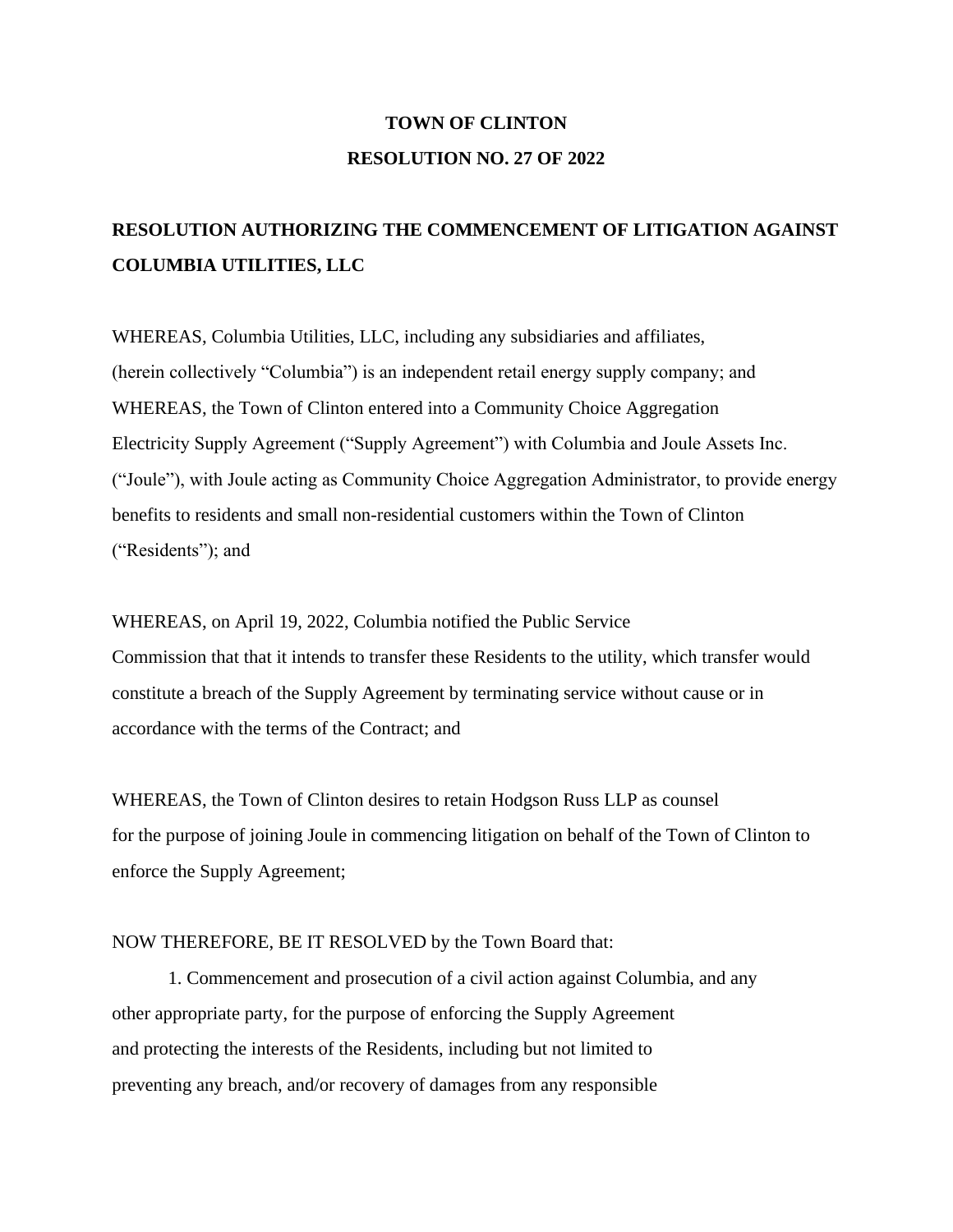**TOWN OF CLINTON**

**RESOLUTION NO. 27 OF 2022**

# RESOLUTION AUTHORIZING THE COMMENCEMENT OF LITIGATION AGAINST COLUMBIA UTILITIES, LLC

WHEREAS, Columbia Utilities, LLC, including any subsidiaries and affiliates, (herein collectively "Columbia") is an independent retail energy supply company; and WHEREAS, the Town of Clinton entered into a Community Choice Aggregation Electricity Supply Agreement ("Supply Agreement") with Columbia and Joule Assets Inc. ("Joule"), with Joule acting as Community Choice Aggregation Administrator, to provide energy benefits to residents and small non-residential customers within the Town of Clinton ("Residents"); and

WHEREAS, on April 19, 2022, Columbia notified the Public Service Commission that that it intends to transfer these Residents to the utility, which transfer would constitute a breach of the Supply Agreement by terminating service without cause or in accordance with the terms of the Contract; and

WHEREAS, the Town of Clinton desires to retain Hodgson Russ LLP as counsel for the purpose of joining Joule in commencing litigation on behalf of the Town of Clinton to enforce the Supply Agreement;

NOW THEREFORE, BE IT RESOLVED by the Town Board that:

1. Commencement and prosecution of a civil action against Columbia, and any other appropriate party, for the purpose of enforcing the Supply Agreement and protecting the interests of the Residents, including but not limited to preventing any breach, and/or recovery of damages from any responsible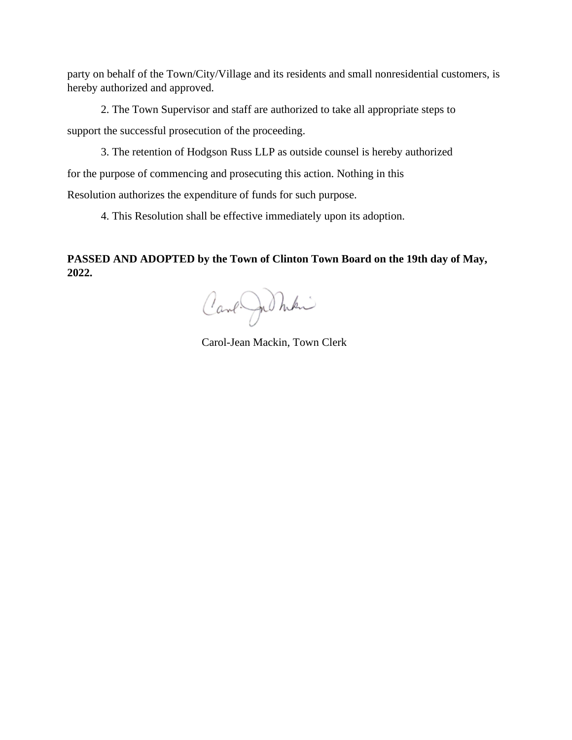party on behalf of the Town/City/Village and its residents and small nonresidential customers, is hereby authorized and approved.

2. The Town Supervisor and staff are authorized to take all appropriate steps to support the successful prosecution of the proceeding.

3. The retention of Hodgson Russ LLP as outside counsel is hereby authorized for the purpose of commencing and prosecuting this action. Nothing in this Resolution authorizes the expenditure of funds for such purpose.

4. This Resolution shall be effective immediately upon its adoption.

**PASSED AND ADOPTED by the Town of Clinton Town Board on the 19th day of May, 2022.**

Carol-Jean Mackin, Town Clerk